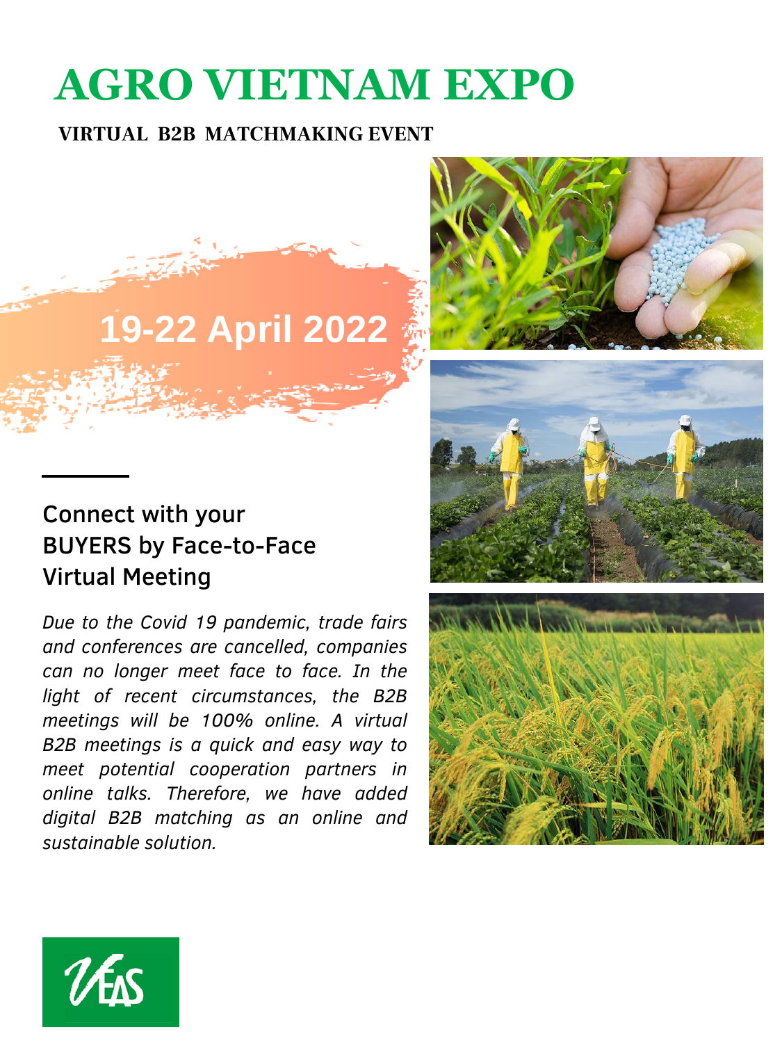# AGRO VIETNAM EXPO

**VIRTUAL B2B MATCHMAKING EVENT**

## 19-22 April 2022

### Connect with your BUYERS by Face-to-Face Virtual Meeting

*Due to the Covid 19 pandemic, trade fairs and conferences are cancelled, companies can no longer meet face to face. In the light of recent circumstances, the B2B meetings will be 100% online. A virtual B2B meetings is a quick and easy way to meet potential cooperation partners in online talks. Therefore, we have added digital B2B matching as an online and sustainable solution.*

VEAS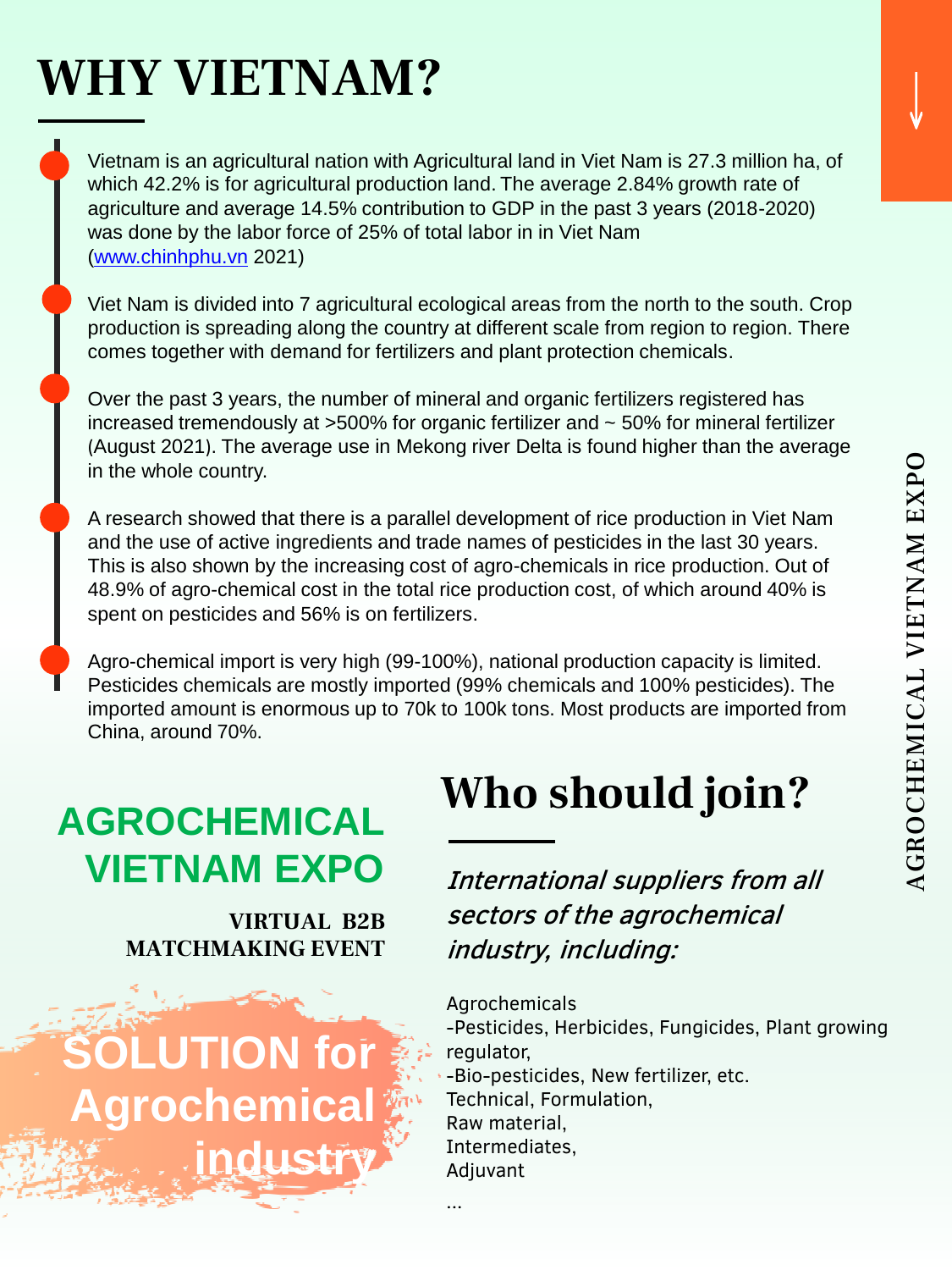# WHY VIETNAM?

- Vietnam is an agricultural nation with Agricultural land in Viet Nam is 27.3 million ha, of which 42.2% is for agricultural production land. The average 2.84% growth rate of agriculture and average 14.5% contribution to GDP in the past 3 years (2018-2020) was done by the labor force of 25% of total labor in in Viet Nam (www.chinhphu.vn 2021)

- Viet Nam is divided into 7 agricultural ecological areas from the north to the south. Crop production is spreading along the country at different scale from region to region. There comes together with demand for fertilizers and plant protection chemicals.

- Over the past 3 years, the number of mineral and organic fertilizers registered has increased tremendously at >500% for organic fertilizer and ~ 50% for mineral fertilizer (August 2021). The average use in Mekong river Delta is found higher than the average in the whole country.

- A research showed that there is a parallel development of rice production in Viet Nam and the use of active ingredients and trade names of pesticides in the last 30 years. This is also shown by the increasing cost of agro-chemicals in rice production. Out of 48.9% of agro-chemical cost in the total rice production cost, of which around 40% is spent on pesticides and 56% is on fertilizers.

- Agro-chemical import is very high (99-100%), national production capacity is limited. Pesticides chemicals are mostly imported (99% chemicals and 100% pesticides). The imported amount is enormous up to 70k to 100k tons. Most products are imported from China, around 70%.

## AGROCHEMICAL VIETNAM EXPO

**VIRTUAL B2B MATCHMAKING EVENT**

**SOLUTION for Agrochemical industry**

## Who should join?

*International suppliers from all sectors of the agrochemical industry, including:*

Agrochemicals
-Pesticides, Herbicides, Fungicides, Plant growing regulator,
-Bio-pesticides, New fertilizer, etc.
Technical, Formulation,
Raw material,
Intermediates,
Adjuvant
...

AGROCHEMICAL VIETNAM EXPO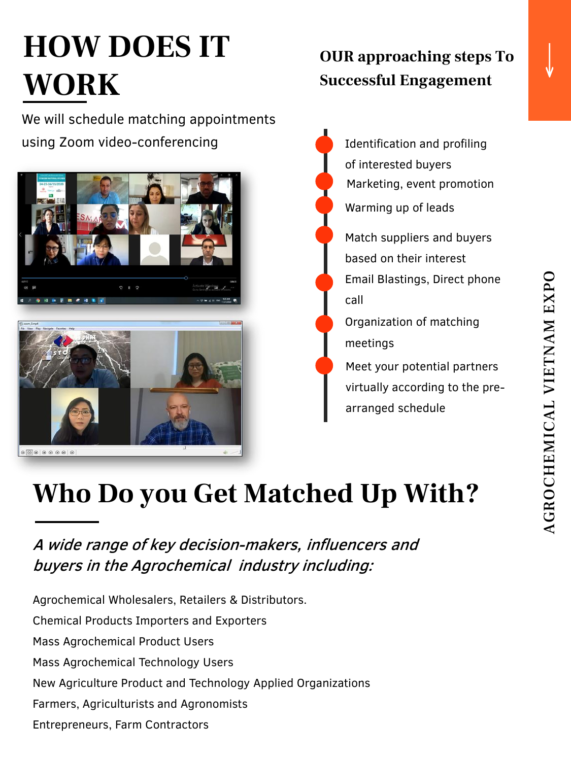# HOW DOES IT WORK

We will schedule matching appointments using Zoom video-conferencing

## OUR approaching steps To Successful Engagement

- Identification and profiling of interested buyers
- Marketing, event promotion
- Warming up of leads
- Match suppliers and buyers based on their interest
- Email Blastings, Direct phone call
- Organization of matching meetings
- Meet your potential partners virtually according to the pre-arranged schedule

# Who Do you Get Matched Up With?

*A wide range of key decision-makers, influencers and buyers in the Agrochemical industry including:*

Agrochemical Wholesalers, Retailers & Distributors.
Chemical Products Importers and Exporters
Mass Agrochemical Product Users
Mass Agrochemical Technology Users
New Agriculture Product and Technology Applied Organizations
Farmers, Agriculturists and Agronomists
Entrepreneurs, Farm Contractors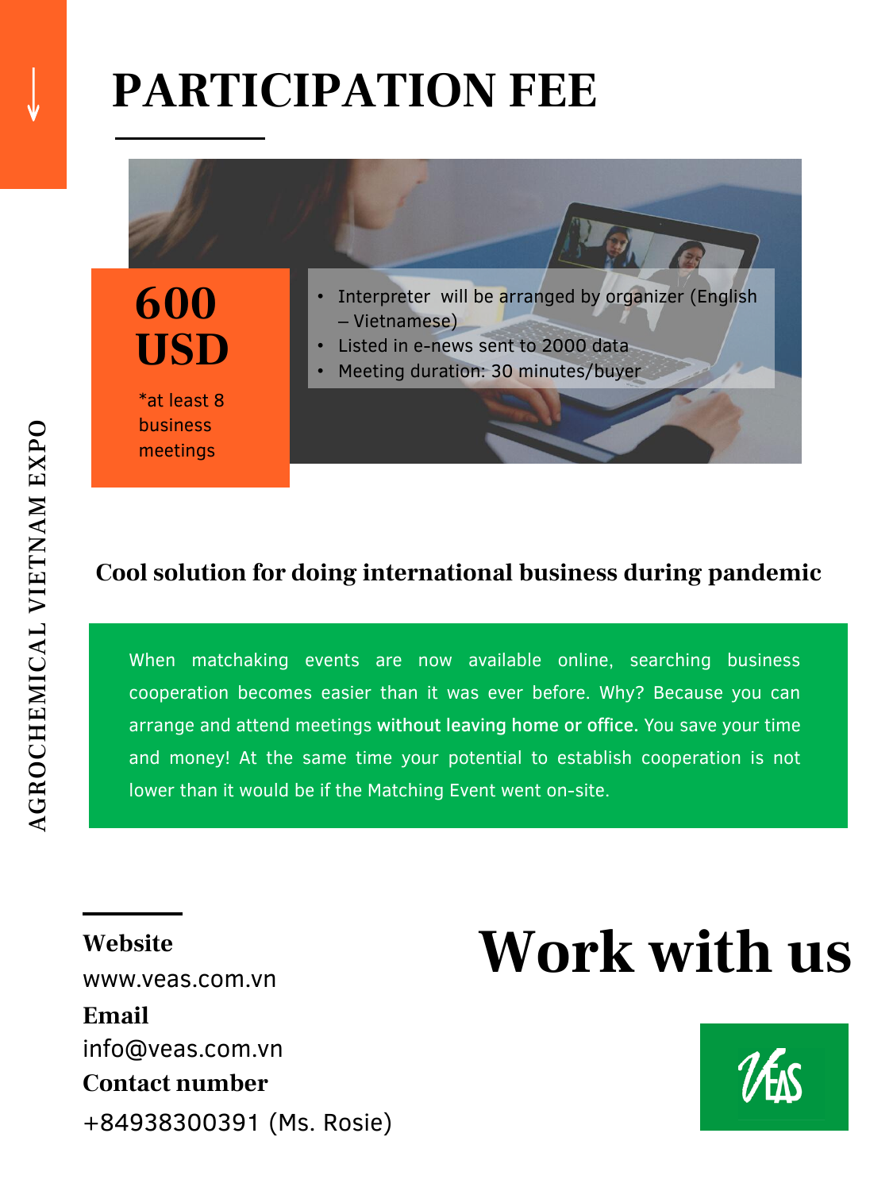# PARTICIPATION FEE

**600 USD**

*at least 8 business meetings

- Interpreter will be arranged by organizer (English – Vietnamese)
- Listed in e-news sent to 2000 data
- Meeting duration: 30 minutes/buyer

## Cool solution for doing international business during pandemic

When matchaking events are now available online, searching business cooperation becomes easier than it was ever before. Why? Because you can arrange and attend meetings **without leaving home or office.** You save your time and money! At the same time your potential to establish cooperation is not lower than it would be if the Matching Event went on-site.

**Website**

www.veas.com.vn

**Email**

info@veas.com.vn

**Contact number**

+84938300391 (Ms. Rosie)

# Work with us

AGROCHEMICAL VIETNAM EXPO